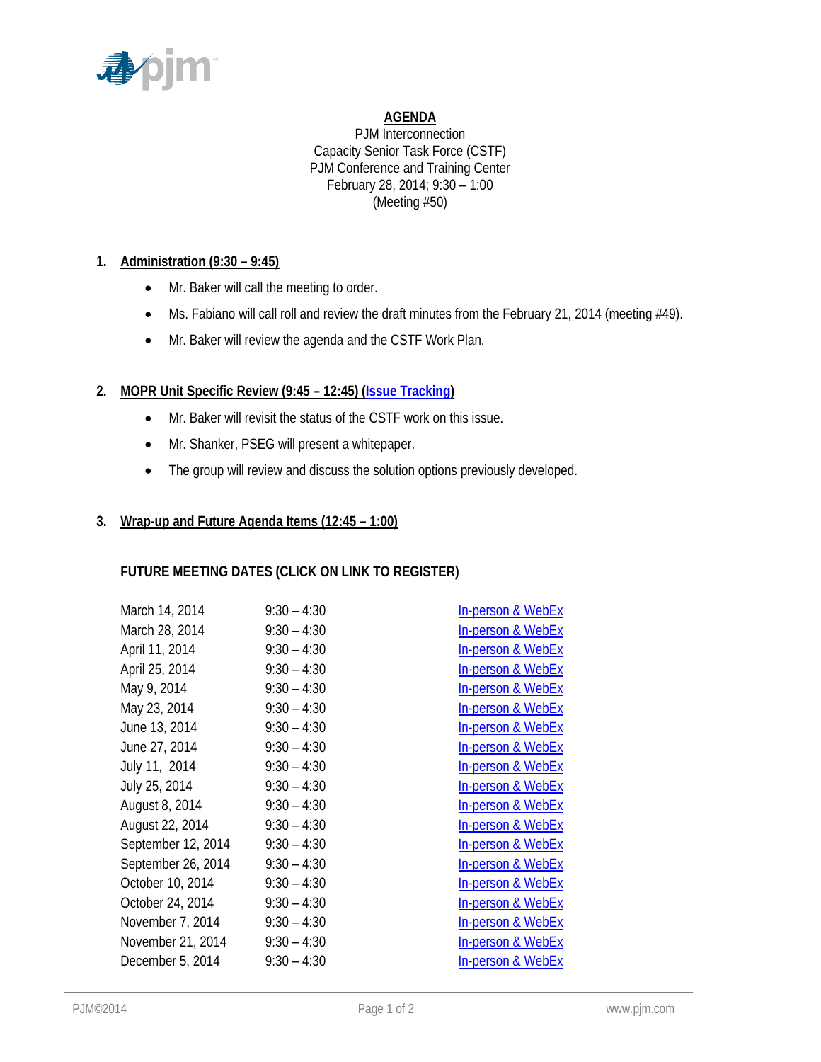# AGENDA

PJM Interconnection
Capacity Senior Task Force (CSTF)
PJM Conference and Training Center
February 28, 2014; 9:30 – 1:00
(Meeting #50)

## 1. Administration (9:30 – 9:45)

- Mr. Baker will call the meeting to order.
- Ms. Fabiano will call roll and review the draft minutes from the February 21, 2014 (meeting #49).
- Mr. Baker will review the agenda and the CSTF Work Plan.

## 2. MOPR Unit Specific Review (9:45 – 12:45) (Issue Tracking)

- Mr. Baker will revisit the status of the CSTF work on this issue.
- Mr. Shanker, PSEG will present a whitepaper.
- The group will review and discuss the solution options previously developed.

## 3. Wrap-up and Future Agenda Items (12:45 – 1:00)

### FUTURE MEETING DATES (CLICK ON LINK TO REGISTER)

| | | |
|---|---|---|
| March 14, 2014 | 9:30 – 4:30 | In-person & WebEx |
| March 28, 2014 | 9:30 – 4:30 | In-person & WebEx |
| April 11, 2014 | 9:30 – 4:30 | In-person & WebEx |
| April 25, 2014 | 9:30 – 4:30 | In-person & WebEx |
| May 9, 2014 | 9:30 – 4:30 | In-person & WebEx |
| May 23, 2014 | 9:30 – 4:30 | In-person & WebEx |
| June 13, 2014 | 9:30 – 4:30 | In-person & WebEx |
| June 27, 2014 | 9:30 – 4:30 | In-person & WebEx |
| July 11, 2014 | 9:30 – 4:30 | In-person & WebEx |
| July 25, 2014 | 9:30 – 4:30 | In-person & WebEx |
| August 8, 2014 | 9:30 – 4:30 | In-person & WebEx |
| August 22, 2014 | 9:30 – 4:30 | In-person & WebEx |
| September 12, 2014 | 9:30 – 4:30 | In-person & WebEx |
| September 26, 2014 | 9:30 – 4:30 | In-person & WebEx |
| October 10, 2014 | 9:30 – 4:30 | In-person & WebEx |
| October 24, 2014 | 9:30 – 4:30 | In-person & WebEx |
| November 7, 2014 | 9:30 – 4:30 | In-person & WebEx |
| November 21, 2014 | 9:30 – 4:30 | In-person & WebEx |
| December 5, 2014 | 9:30 – 4:30 | In-person & WebEx |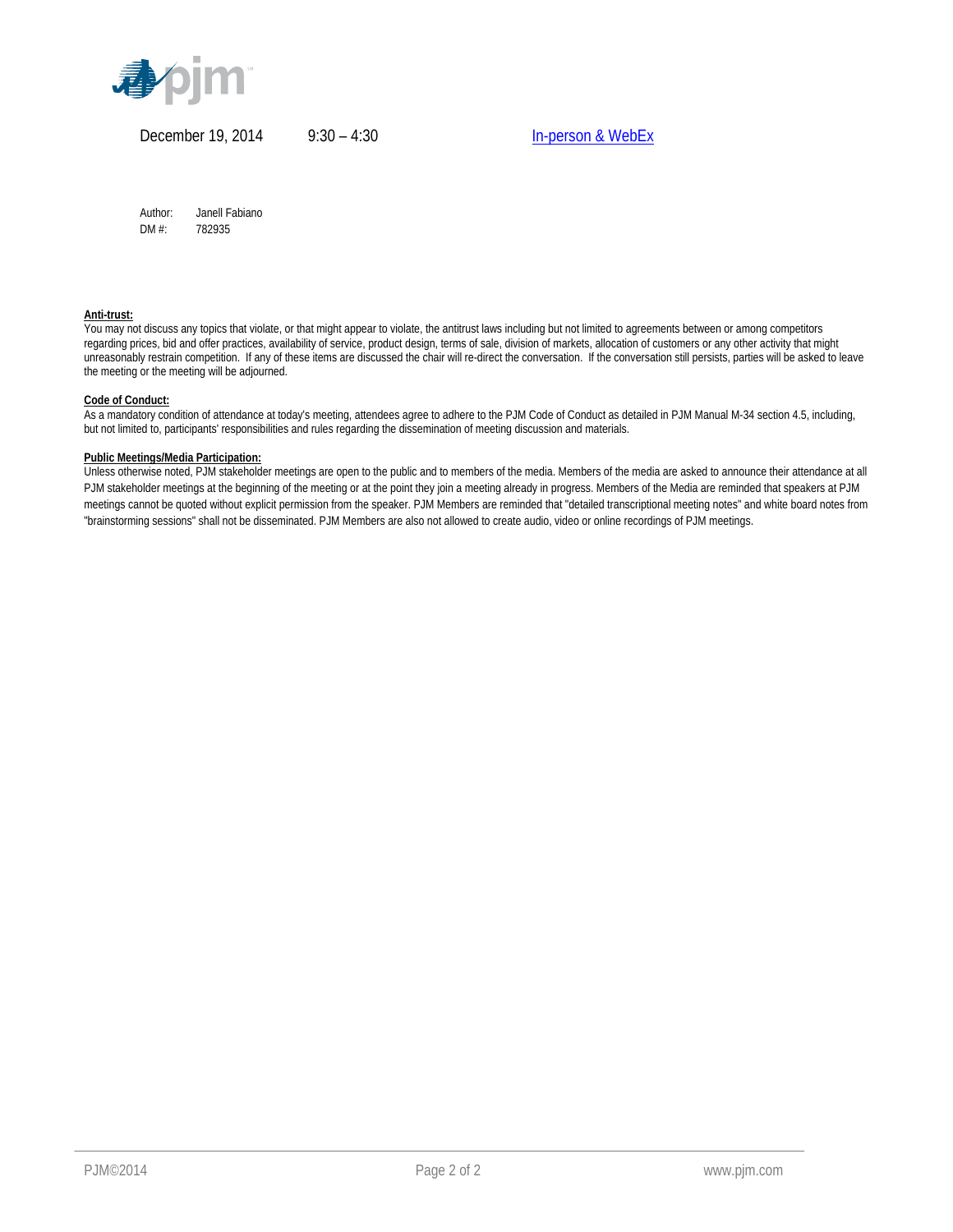December 19, 2014 9:30 – 4:30 In-person & WebEx

Author: Janell Fabiano
DM #: 782935

**Anti-trust:**
You may not discuss any topics that violate, or that might appear to violate, the antitrust laws including but not limited to agreements between or among competitors regarding prices, bid and offer practices, availability of service, product design, terms of sale, division of markets, allocation of customers or any other activity that might unreasonably restrain competition. If any of these items are discussed the chair will re-direct the conversation. If the conversation still persists, parties will be asked to leave the meeting or the meeting will be adjourned.

**Code of Conduct:**
As a mandatory condition of attendance at today's meeting, attendees agree to adhere to the PJM Code of Conduct as detailed in PJM Manual M-34 section 4.5, including, but not limited to, participants' responsibilities and rules regarding the dissemination of meeting discussion and materials.

**Public Meetings/Media Participation:**
Unless otherwise noted, PJM stakeholder meetings are open to the public and to members of the media. Members of the media are asked to announce their attendance at all PJM stakeholder meetings at the beginning of the meeting or at the point they join a meeting already in progress. Members of the Media are reminded that speakers at PJM meetings cannot be quoted without explicit permission from the speaker. PJM Members are reminded that "detailed transcriptional meeting notes" and white board notes from "brainstorming sessions" shall not be disseminated. PJM Members are also not allowed to create audio, video or online recordings of PJM meetings.